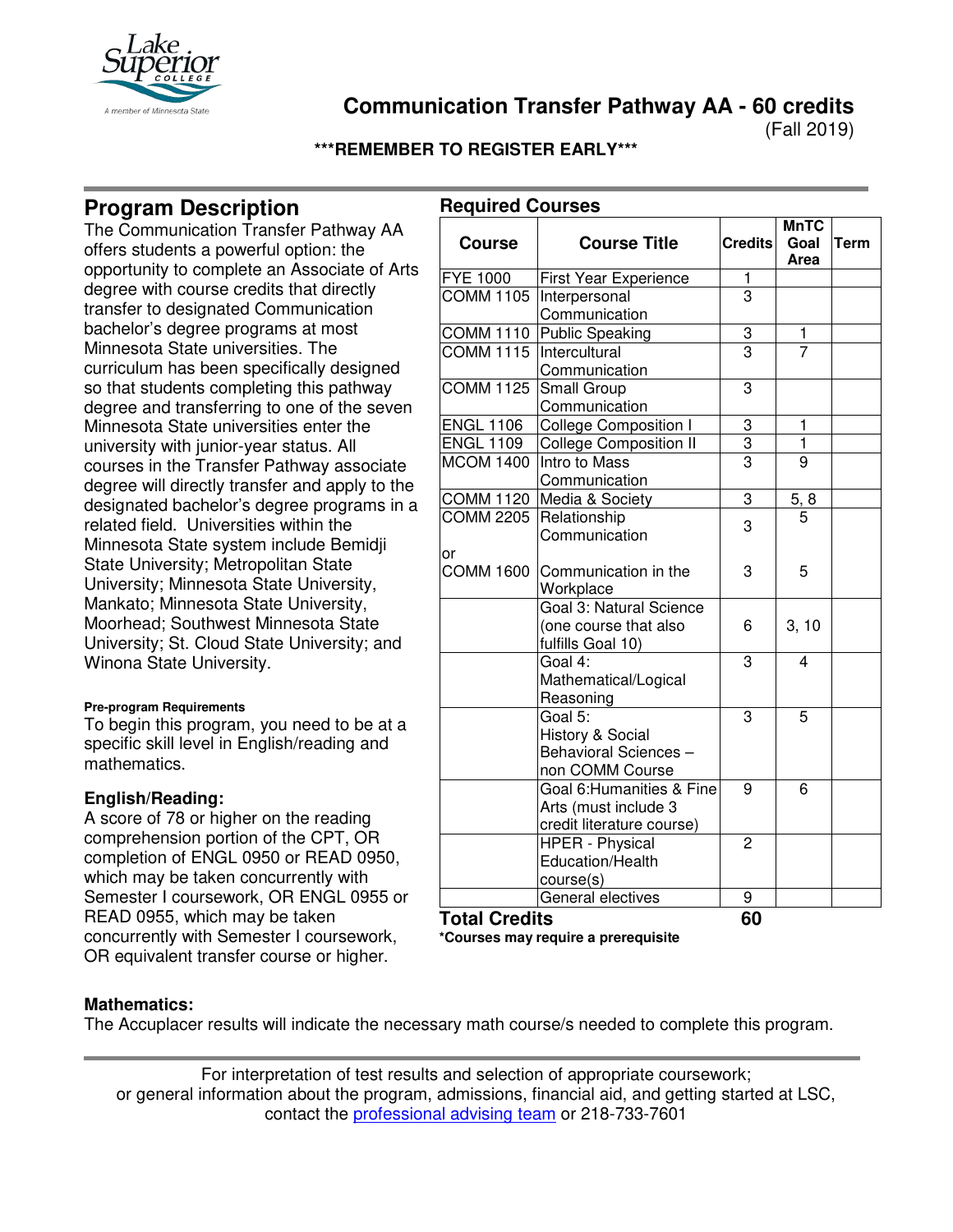# Communication Transfer Pathway AA - 60 credits

(Fall 2019)

**\*\*\*REMEMBER TO REGISTER EARLY\*\*\***

## Program Description

The Communication Transfer Pathway AA offers students a powerful option: the opportunity to complete an Associate of Arts degree with course credits that directly transfer to designated Communication bachelor's degree programs at most Minnesota State universities. The curriculum has been specifically designed so that students completing this pathway degree and transferring to one of the seven Minnesota State universities enter the university with junior-year status. All courses in the Transfer Pathway associate degree will directly transfer and apply to the designated bachelor's degree programs in a related field. Universities within the Minnesota State system include Bemidji State University; Metropolitan State University; Minnesota State University, Mankato; Minnesota State University, Moorhead; Southwest Minnesota State University; St. Cloud State University; and Winona State University.

**Pre-program Requirements**

To begin this program, you need to be at a specific skill level in English/reading and mathematics.

### English/Reading:

A score of 78 or higher on the reading comprehension portion of the CPT, OR completion of ENGL 0950 or READ 0950, which may be taken concurrently with Semester I coursework, OR ENGL 0955 or READ 0955, which may be taken concurrently with Semester I coursework, OR equivalent transfer course or higher.

## Required Courses

| Course | Course Title | Credits | MnTC Goal Area | Term |
|---|---|---|---|---|
| FYE 1000 | First Year Experience | 1 | | |
| COMM 1105 | Interpersonal Communication | 3 | | |
| COMM 1110 | Public Speaking | 3 | 1 | |
| COMM 1115 | Intercultural Communication | 3 | 7 | |
| COMM 1125 | Small Group Communication | 3 | | |
| ENGL 1106 | College Composition I | 3 | 1 | |
| ENGL 1109 | College Composition II | 3 | 1 | |
| MCOM 1400 | Intro to Mass Communication | 3 | 9 | |
| COMM 1120 | Media & Society | 3 | 5, 8 | |
| COMM 2205<br>or<br>COMM 1600 | Relationship Communication<br><br>Communication in the Workplace | 3<br><br>3 | 5<br><br>5 | |
| | Goal 3: Natural Science (one course that also fulfills Goal 10) | 6 | 3, 10 | |
| | Goal 4: Mathematical/Logical Reasoning | 3 | 4 | |
| | Goal 5: History & Social Behavioral Sciences – non COMM Course | 3 | 5 | |
| | Goal 6:Humanities & Fine Arts (must include 3 credit literature course) | 9 | 6 | |
| | HPER - Physical Education/Health course(s) | 2 | | |
| | General electives | 9 | | |
| **Total Credits** | | **60** | | |

**\*Courses may require a prerequisite**

### Mathematics:

The Accuplacer results will indicate the necessary math course/s needed to complete this program.

For interpretation of test results and selection of appropriate coursework; or general information about the program, admissions, financial aid, and getting started at LSC, contact the professional advising team or 218-733-7601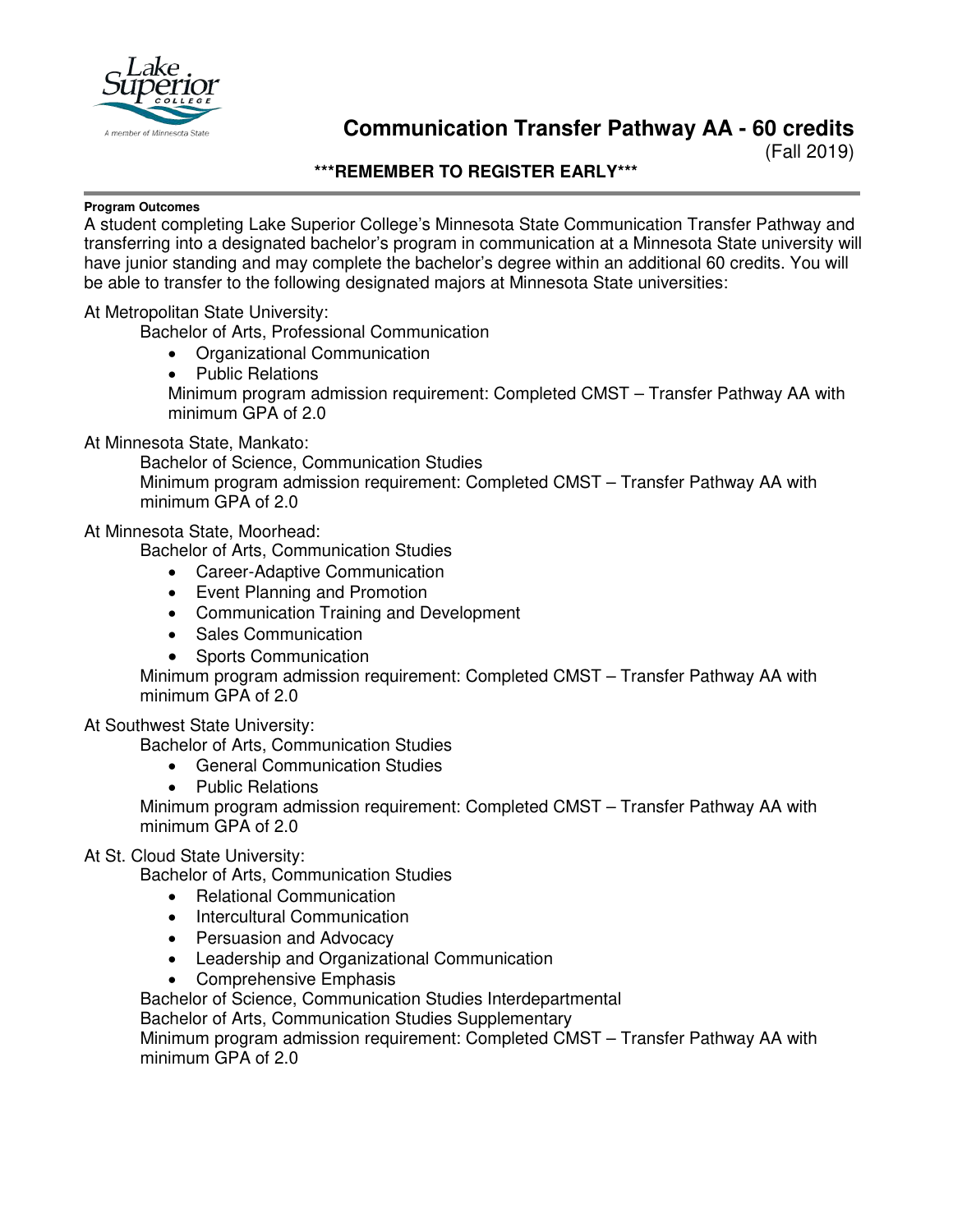# Communication Transfer Pathway AA - 60 credits

(Fall 2019)

**\*\*\*REMEMBER TO REGISTER EARLY\*\*\***

**Program Outcomes**

A student completing Lake Superior College's Minnesota State Communication Transfer Pathway and transferring into a designated bachelor's program in communication at a Minnesota State university will have junior standing and may complete the bachelor's degree within an additional 60 credits. You will be able to transfer to the following designated majors at Minnesota State universities:

At Metropolitan State University:

Bachelor of Arts, Professional Communication

- Organizational Communication
- Public Relations

Minimum program admission requirement: Completed CMST – Transfer Pathway AA with minimum GPA of 2.0

At Minnesota State, Mankato:

Bachelor of Science, Communication Studies

Minimum program admission requirement: Completed CMST – Transfer Pathway AA with minimum GPA of 2.0

At Minnesota State, Moorhead:

Bachelor of Arts, Communication Studies

- Career-Adaptive Communication
- Event Planning and Promotion
- Communication Training and Development
- Sales Communication
- Sports Communication

Minimum program admission requirement: Completed CMST – Transfer Pathway AA with minimum GPA of 2.0

At Southwest State University:

Bachelor of Arts, Communication Studies

- General Communication Studies
- Public Relations

Minimum program admission requirement: Completed CMST – Transfer Pathway AA with minimum GPA of 2.0

At St. Cloud State University:

Bachelor of Arts, Communication Studies

- Relational Communication
- Intercultural Communication
- Persuasion and Advocacy
- Leadership and Organizational Communication
- Comprehensive Emphasis

Bachelor of Science, Communication Studies Interdepartmental

Bachelor of Arts, Communication Studies Supplementary

Minimum program admission requirement: Completed CMST – Transfer Pathway AA with minimum GPA of 2.0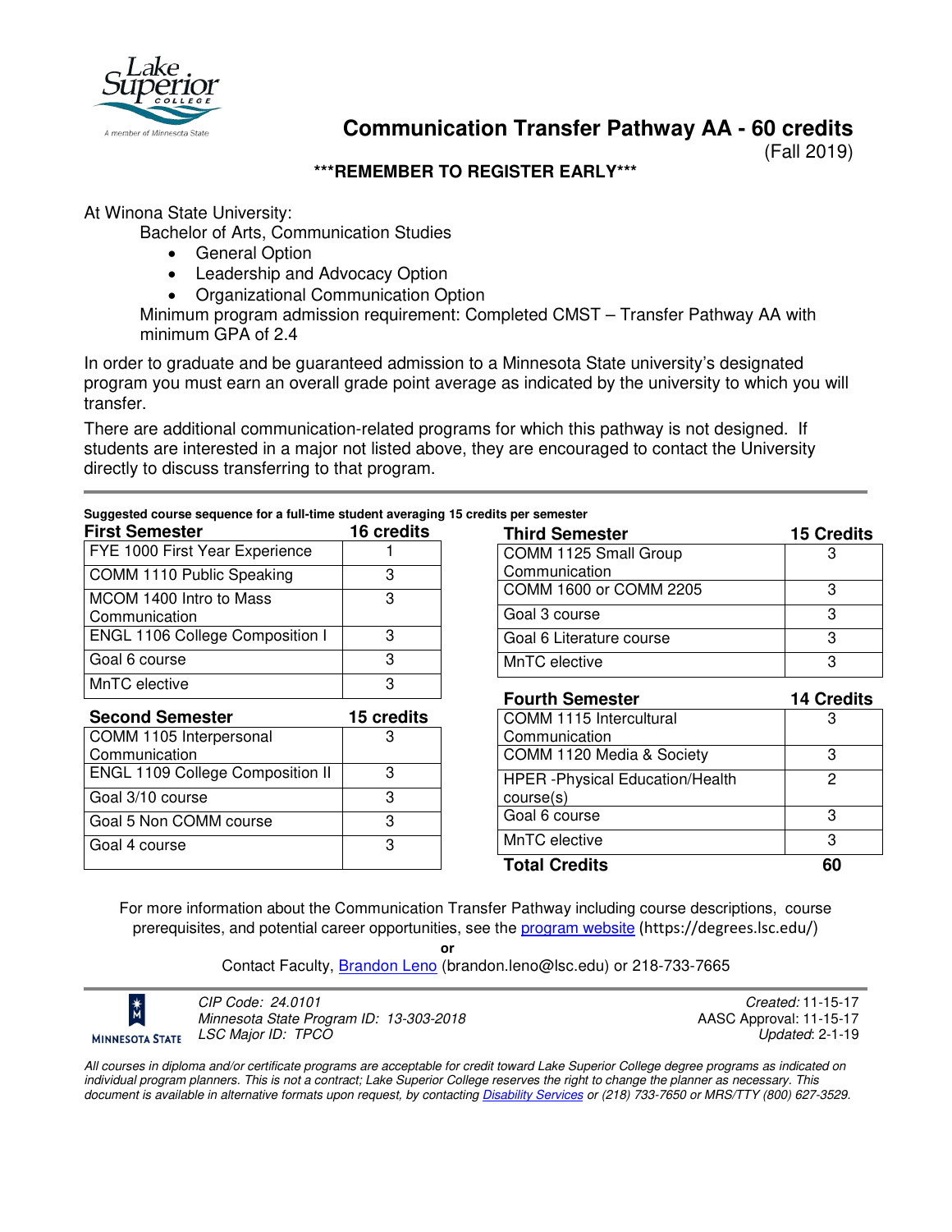# Communication Transfer Pathway AA - 60 credits

(Fall 2019)

**\*\*\*REMEMBER TO REGISTER EARLY\*\*\***

At Winona State University:

Bachelor of Arts, Communication Studies

- General Option
- Leadership and Advocacy Option
- Organizational Communication Option

Minimum program admission requirement: Completed CMST – Transfer Pathway AA with minimum GPA of 2.4

In order to graduate and be guaranteed admission to a Minnesota State university's designated program you must earn an overall grade point average as indicated by the university to which you will transfer.

There are additional communication-related programs for which this pathway is not designed. If students are interested in a major not listed above, they are encouraged to contact the University directly to discuss transferring to that program.

**Suggested course sequence for a full-time student averaging 15 credits per semester**

| **First Semester** | **16 credits** |
|---|---|
| FYE 1000 First Year Experience | 1 |
| COMM 1110 Public Speaking | 3 |
| MCOM 1400 Intro to Mass Communication | 3 |
| ENGL 1106 College Composition I | 3 |
| Goal 6 course | 3 |
| MnTC elective | 3 |

| **Second Semester** | **15 credits** |
|---|---|
| COMM 1105 Interpersonal Communication | 3 |
| ENGL 1109 College Composition II | 3 |
| Goal 3/10 course | 3 |
| Goal 5 Non COMM course | 3 |
| Goal 4 course | 3 |

| **Third Semester** | **15 Credits** |
|---|---|
| COMM 1125 Small Group Communication | 3 |
| COMM 1600 or COMM 2205 | 3 |
| Goal 3 course | 3 |
| Goal 6 Literature course | 3 |
| MnTC elective | 3 |

| **Fourth Semester** | **14 Credits** |
|---|---|
| COMM 1115 Intercultural Communication | 3 |
| COMM 1120 Media & Society | 3 |
| HPER -Physical Education/Health course(s) | 2 |
| Goal 6 course | 3 |
| MnTC elective | 3 |
| **Total Credits** | **60** |

For more information about the Communication Transfer Pathway including course descriptions, course prerequisites, and potential career opportunities, see the program website (https://degrees.lsc.edu/)

**or**

Contact Faculty, Brandon Leno (brandon.leno@lsc.edu) or 218-733-7665

*CIP Code: 24.0101*
*Minnesota State Program ID: 13-303-2018*
*LSC Major ID: TPCO*

*Created:* 11-15-17
AASC Approval: 11-15-17
*Updated*: 2-1-19

*All courses in diploma and/or certificate programs are acceptable for credit toward Lake Superior College degree programs as indicated on individual program planners. This is not a contract; Lake Superior College reserves the right to change the planner as necessary. This document is available in alternative formats upon request, by contacting Disability Services or (218) 733-7650 or MRS/TTY (800) 627-3529.*